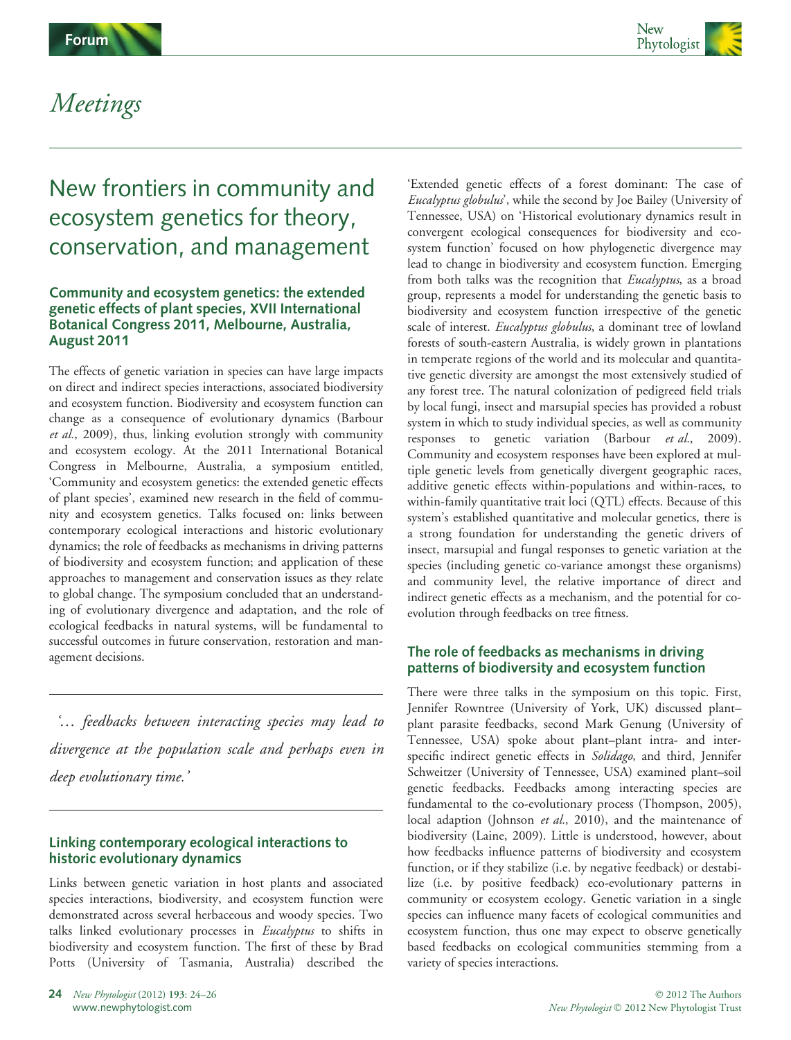# Meetings

## New frontiers in community and ecosystem genetics for theory, conservation, and management

### Community and ecosystem genetics: the extended genetic effects of plant species, XVII International Botanical Congress 2011, Melbourne, Australia, August 2011

The effects of genetic variation in species can have large impacts on direct and indirect species interactions, associated biodiversity and ecosystem function. Biodiversity and ecosystem function can change as a consequence of evolutionary dynamics (Barbour *et al*., 2009), thus, linking evolution strongly with community and ecosystem ecology. At the 2011 International Botanical Congress in Melbourne, Australia, a symposium entitled, 'Community and ecosystem genetics: the extended genetic effects of plant species', examined new research in the field of community and ecosystem genetics. Talks focused on: links between contemporary ecological interactions and historic evolutionary dynamics; the role of feedbacks as mechanisms in driving patterns of biodiversity and ecosystem function; and application of these approaches to management and conservation issues as they relate to global change. The symposium concluded that an understanding of evolutionary divergence and adaptation, and the role of ecological feedbacks in natural systems, will be fundamental to successful outcomes in future conservation, restoration and management decisions.

> *'… feedbacks between interacting species may lead to divergence at the population scale and perhaps even in deep evolutionary time.'*

### Linking contemporary ecological interactions to historic evolutionary dynamics

Links between genetic variation in host plants and associated species interactions, biodiversity, and ecosystem function were demonstrated across several herbaceous and woody species. Two talks linked evolutionary processes in *Eucalyptus* to shifts in biodiversity and ecosystem function. The first of these by Brad Potts (University of Tasmania, Australia) described the 'Extended genetic effects of a forest dominant: The case of *Eucalyptus globulus*', while the second by Joe Bailey (University of Tennessee, USA) on 'Historical evolutionary dynamics result in convergent ecological consequences for biodiversity and ecosystem function' focused on how phylogenetic divergence may lead to change in biodiversity and ecosystem function. Emerging from both talks was the recognition that *Eucalyptus*, as a broad group, represents a model for understanding the genetic basis to biodiversity and ecosystem function irrespective of the genetic scale of interest. *Eucalyptus globulus*, a dominant tree of lowland forests of south-eastern Australia, is widely grown in plantations in temperate regions of the world and its molecular and quantitative genetic diversity are amongst the most extensively studied of any forest tree. The natural colonization of pedigreed field trials by local fungi, insect and marsupial species has provided a robust system in which to study individual species, as well as community responses to genetic variation (Barbour *et al*., 2009). Community and ecosystem responses have been explored at multiple genetic levels from genetically divergent geographic races, additive genetic effects within-populations and within-races, to within-family quantitative trait loci (QTL) effects. Because of this system's established quantitative and molecular genetics, there is a strong foundation for understanding the genetic drivers of insect, marsupial and fungal responses to genetic variation at the species (including genetic co-variance amongst these organisms) and community level, the relative importance of direct and indirect genetic effects as a mechanism, and the potential for co-evolution through feedbacks on tree fitness.

### The role of feedbacks as mechanisms in driving patterns of biodiversity and ecosystem function

There were three talks in the symposium on this topic. First, Jennifer Rowntree (University of York, UK) discussed plant–plant parasite feedbacks, second Mark Genung (University of Tennessee, USA) spoke about plant–plant intra- and inter-specific indirect genetic effects in *Solidago*, and third, Jennifer Schweitzer (University of Tennessee, USA) examined plant–soil genetic feedbacks. Feedbacks among interacting species are fundamental to the co-evolutionary process (Thompson, 2005), local adaption (Johnson *et al*., 2010), and the maintenance of biodiversity (Laine, 2009). Little is understood, however, about how feedbacks influence patterns of biodiversity and ecosystem function, or if they stabilize (i.e. by negative feedback) or destabilize (i.e. by positive feedback) eco-evolutionary patterns in community or ecosystem ecology. Genetic variation in a single species can influence many facets of ecological communities and ecosystem function, thus one may expect to observe genetically based feedbacks on ecological communities stemming from a variety of species interactions.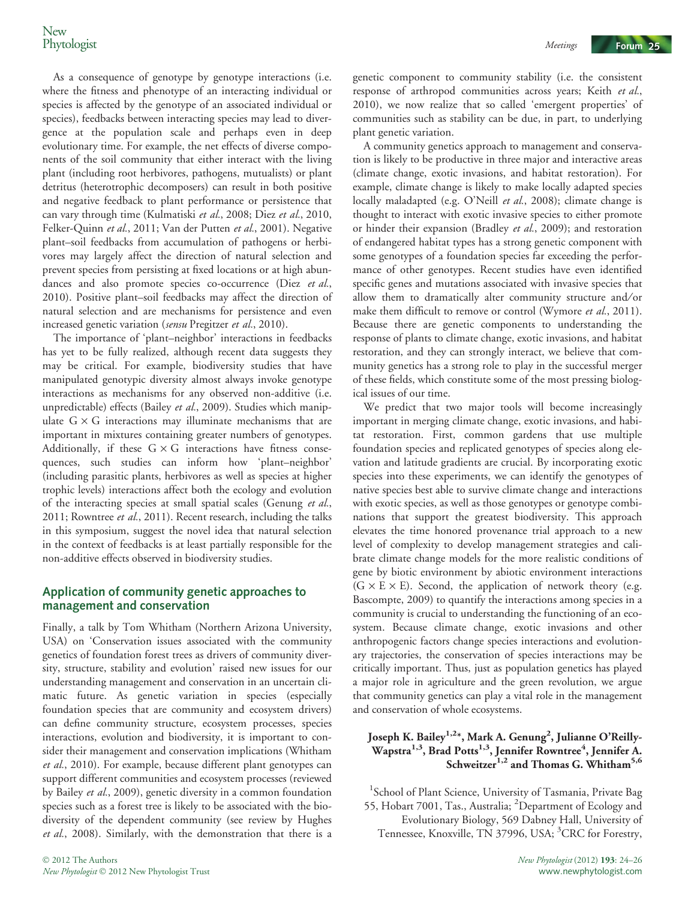As a consequence of genotype by genotype interactions (i.e. where the fitness and phenotype of an interacting individual or species is affected by the genotype of an associated individual or species), feedbacks between interacting species may lead to divergence at the population scale and perhaps even in deep evolutionary time. For example, the net effects of diverse components of the soil community that either interact with the living plant (including root herbivores, pathogens, mutualists) or plant detritus (heterotrophic decomposers) can result in both positive and negative feedback to plant performance or persistence that can vary through time (Kulmatiski *et al.*, 2008; Diez *et al.*, 2010, Felker-Quinn *et al.*, 2011; Van der Putten *et al.*, 2001). Negative plant–soil feedbacks from accumulation of pathogens or herbivores may largely affect the direction of natural selection and prevent species from persisting at fixed locations or at high abundances and also promote species co-occurrence (Diez *et al.*, 2010). Positive plant–soil feedbacks may affect the direction of natural selection and are mechanisms for persistence and even increased genetic variation (*sensu* Pregitzer *et al.*, 2010).

The importance of 'plant–neighbor' interactions in feedbacks has yet to be fully realized, although recent data suggests they may be critical. For example, biodiversity studies that have manipulated genotypic diversity almost always invoke genotype interactions as mechanisms for any observed non-additive (i.e. unpredictable) effects (Bailey *et al.*, 2009). Studies which manipulate $G \times G$ interactions may illuminate mechanisms that are important in mixtures containing greater numbers of genotypes. Additionally, if these $G \times G$ interactions have fitness consequences, such studies can inform how 'plant–neighbor' (including parasitic plants, herbivores as well as species at higher trophic levels) interactions affect both the ecology and evolution of the interacting species at small spatial scales (Genung *et al.*, 2011; Rowntree *et al.*, 2011). Recent research, including the talks in this symposium, suggest the novel idea that natural selection in the context of feedbacks is at least partially responsible for the non-additive effects observed in biodiversity studies.

## Application of community genetic approaches to management and conservation

Finally, a talk by Tom Whitham (Northern Arizona University, USA) on 'Conservation issues associated with the community genetics of foundation forest trees as drivers of community diversity, structure, stability and evolution' raised new issues for our understanding management and conservation in an uncertain climatic future. As genetic variation in species (especially foundation species that are community and ecosystem drivers) can define community structure, ecosystem processes, species interactions, evolution and biodiversity, it is important to consider their management and conservation implications (Whitham *et al.*, 2010). For example, because different plant genotypes can support different communities and ecosystem processes (reviewed by Bailey *et al.*, 2009), genetic diversity in a common foundation species such as a forest tree is likely to be associated with the biodiversity of the dependent community (see review by Hughes *et al.*, 2008). Similarly, with the demonstration that there is a genetic component to community stability (i.e. the consistent response of arthropod communities across years; Keith *et al.*, 2010), we now realize that so called 'emergent properties' of communities such as stability can be due, in part, to underlying plant genetic variation.

A community genetics approach to management and conservation is likely to be productive in three major and interactive areas (climate change, exotic invasions, and habitat restoration). For example, climate change is likely to make locally adapted species locally maladapted (e.g. O'Neill *et al.*, 2008); climate change is thought to interact with exotic invasive species to either promote or hinder their expansion (Bradley *et al.*, 2009); and restoration of endangered habitat types has a strong genetic component with some genotypes of a foundation species far exceeding the performance of other genotypes. Recent studies have even identified specific genes and mutations associated with invasive species that allow them to dramatically alter community structure and/or make them difficult to remove or control (Wymore *et al.*, 2011). Because there are genetic components to understanding the response of plants to climate change, exotic invasions, and habitat restoration, and they can strongly interact, we believe that community genetics has a strong role to play in the successful merger of these fields, which constitute some of the most pressing biological issues of our time.

We predict that two major tools will become increasingly important in merging climate change, exotic invasions, and habitat restoration. First, common gardens that use multiple foundation species and replicated genotypes of species along elevation and latitude gradients are crucial. By incorporating exotic species into these experiments, we can identify the genotypes of native species best able to survive climate change and interactions with exotic species, as well as those genotypes or genotype combinations that support the greatest biodiversity. This approach elevates the time honored provenance trial approach to a new level of complexity to develop management strategies and calibrate climate change models for the more realistic conditions of gene by biotic environment by abiotic environment interactions ($G \times E \times E$). Second, the application of network theory (e.g. Bascompte, 2009) to quantify the interactions among species in a community is crucial to understanding the functioning of an ecosystem. Because climate change, exotic invasions and other anthropogenic factors change species interactions and evolutionary trajectories, the conservation of species interactions may be critically important. Thus, just as population genetics has played a major role in agriculture and the green revolution, we argue that community genetics can play a vital role in the management and conservation of whole ecosystems.

**Joseph K. Bailey[1,2]\*, Mark A. Genung[2], Julianne O'Reilly-Wapstra[1,3], Brad Potts[1,3], Jennifer Rowntree[4], Jennifer A. Schweitzer[1,2] and Thomas G. Whitham[5,6]**

[1]School of Plant Science, University of Tasmania, Private Bag 55, Hobart 7001, Tas., Australia; [2]Department of Ecology and Evolutionary Biology, 569 Dabney Hall, University of Tennessee, Knoxville, TN 37996, USA; [3]CRC for Forestry,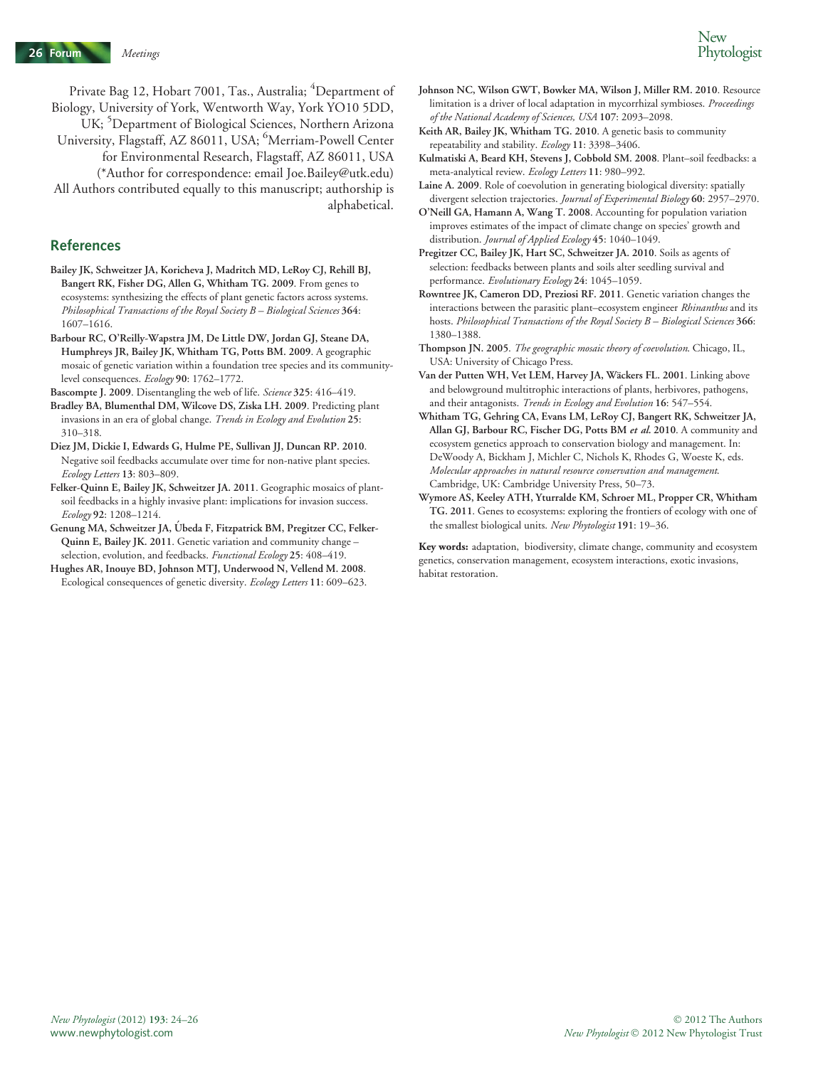Private Bag 12, Hobart 7001, Tas., Australia; [4]Department of Biology, University of York, Wentworth Way, York YO10 5DD, UK; [5]Department of Biological Sciences, Northern Arizona University, Flagstaff, AZ 86011, USA; [6]Merriam-Powell Center for Environmental Research, Flagstaff, AZ 86011, USA (*Author for correspondence: email Joe.Bailey@utk.edu)
All Authors contributed equally to this manuscript; authorship is alphabetical.

## References

**Bailey JK, Schweitzer JA, Koricheva J, Madritch MD, LeRoy CJ, Rehill BJ, Bangert RK, Fisher DG, Allen G, Whitham TG. 2009**. From genes to ecosystems: synthesizing the effects of plant genetic factors across systems. *Philosophical Transactions of the Royal Society B – Biological Sciences* **364**: 1607–1616.

**Barbour RC, O'Reilly-Wapstra JM, De Little DW, Jordan GJ, Steane DA, Humphreys JR, Bailey JK, Whitham TG, Potts BM. 2009**. A geographic mosaic of genetic variation within a foundation tree species and its community-level consequences. *Ecology* **90**: 1762–1772.

**Bascompte J. 2009**. Disentangling the web of life. *Science* **325**: 416–419.

**Bradley BA, Blumenthal DM, Wilcove DS, Ziska LH. 2009**. Predicting plant invasions in an era of global change. *Trends in Ecology and Evolution* **25**: 310–318.

**Diez JM, Dickie I, Edwards G, Hulme PE, Sullivan JJ, Duncan RP. 2010**. Negative soil feedbacks accumulate over time for non-native plant species. *Ecology Letters* **13**: 803–809.

**Felker-Quinn E, Bailey JK, Schweitzer JA. 2011**. Geographic mosaics of plant-soil feedbacks in a highly invasive plant: implications for invasion success. *Ecology* **92**: 1208–1214.

**Genung MA, Schweitzer JA, Úbeda F, Fitzpatrick BM, Pregitzer CC, Felker-Quinn E, Bailey JK. 2011**. Genetic variation and community change – selection, evolution, and feedbacks. *Functional Ecology* **25**: 408–419.

**Hughes AR, Inouye BD, Johnson MTJ, Underwood N, Vellend M. 2008**. Ecological consequences of genetic diversity. *Ecology Letters* **11**: 609–623.

**Johnson NC, Wilson GWT, Bowker MA, Wilson J, Miller RM. 2010**. Resource limitation is a driver of local adaptation in mycorrhizal symbioses. *Proceedings of the National Academy of Sciences, USA* **107**: 2093–2098.

**Keith AR, Bailey JK, Whitham TG. 2010**. A genetic basis to community repeatability and stability. *Ecology* **11**: 3398–3406.

**Kulmatiski A, Beard KH, Stevens J, Cobbold SM. 2008**. Plant–soil feedbacks: a meta-analytical review. *Ecology Letters* **11**: 980–992.

**Laine A. 2009**. Role of coevolution in generating biological diversity: spatially divergent selection trajectories. *Journal of Experimental Biology* **60**: 2957–2970.

**O'Neill GA, Hamann A, Wang T. 2008**. Accounting for population variation improves estimates of the impact of climate change on species' growth and distribution. *Journal of Applied Ecology* **45**: 1040–1049.

**Pregitzer CC, Bailey JK, Hart SC, Schweitzer JA. 2010**. Soils as agents of selection: feedbacks between plants and soils alter seedling survival and performance. *Evolutionary Ecology* **24**: 1045–1059.

**Rowntree JK, Cameron DD, Preziosi RF. 2011**. Genetic variation changes the interactions between the parasitic plant–ecosystem engineer *Rhinanthus* and its hosts. *Philosophical Transactions of the Royal Society B – Biological Sciences* **366**: 1380–1388.

**Thompson JN. 2005**. *The geographic mosaic theory of coevolution*. Chicago, IL, USA: University of Chicago Press.

**Van der Putten WH, Vet LEM, Harvey JA, Wäckers FL. 2001**. Linking above and belowground multitrophic interactions of plants, herbivores, pathogens, and their antagonists. *Trends in Ecology and Evolution* **16**: 547–554.

**Whitham TG, Gehring CA, Evans LM, LeRoy CJ, Bangert RK, Schweitzer JA, Allan GJ, Barbour RC, Fischer DG, Potts BM *et al.* 2010**. A community and ecosystem genetics approach to conservation biology and management. In: DeWoody A, Bickham J, Michler C, Nichols K, Rhodes G, Woeste K, eds. *Molecular approaches in natural resource conservation and management*. Cambridge, UK: Cambridge University Press, 50–73.

**Wymore AS, Keeley ATH, Yturralde KM, Schroer ML, Propper CR, Whitham TG. 2011**. Genes to ecosystems: exploring the frontiers of ecology with one of the smallest biological units. *New Phytologist* **191**: 19–36.

**Key words:** adaptation, biodiversity, climate change, community and ecosystem genetics, conservation management, ecosystem interactions, exotic invasions, habitat restoration.